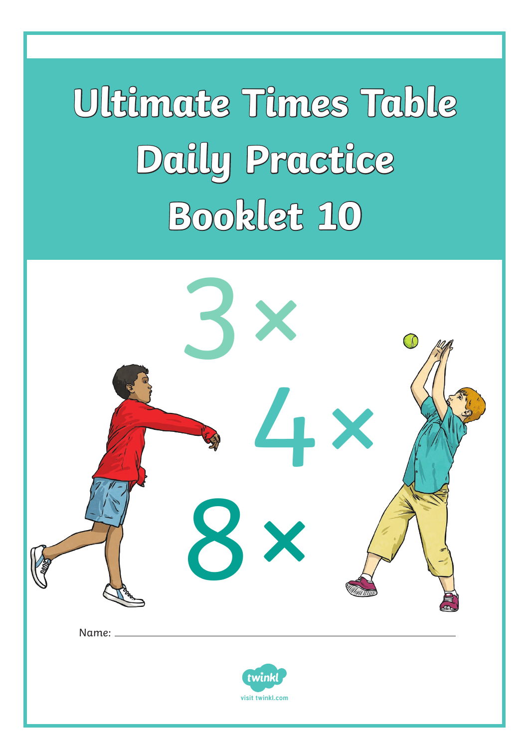# Ultimate Times Table Daily Practice Booklet 10

3×

4×

8×

Name: ______________________________

visit twinkl.com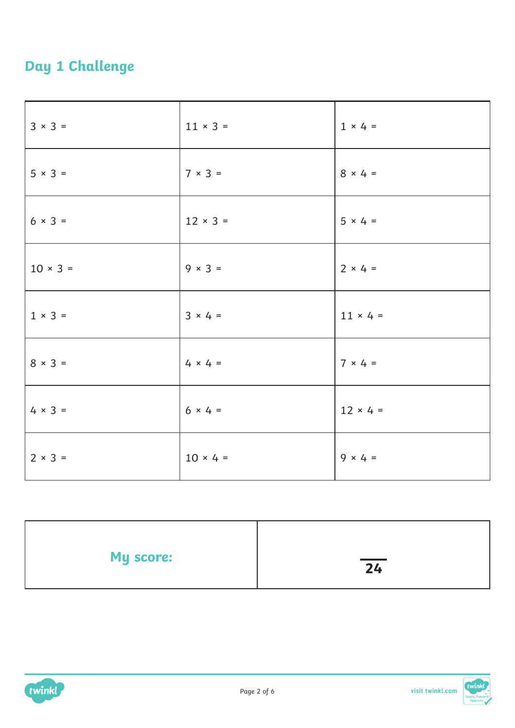## Day 1 Challenge

| | | |
|---|---|---|
| 3 × 3 = | 11 × 3 = | 1 × 4 = |
| 5 × 3 = | 7 × 3 = | 8 × 4 = |
| 6 × 3 = | 12 × 3 = | 5 × 4 = |
| 10 × 3 = | 9 × 3 = | 2 × 4 = |
| 1 × 3 = | 3 × 4 = | 11 × 4 = |
| 8 × 3 = | 4 × 4 = | 7 × 4 = |
| 4 × 3 = | 6 × 4 = | 12 × 4 = |
| 2 × 3 = | 10 × 4 = | 9 × 4 = |

| | |
|---|---|
| **My score:** | ___ / **24** |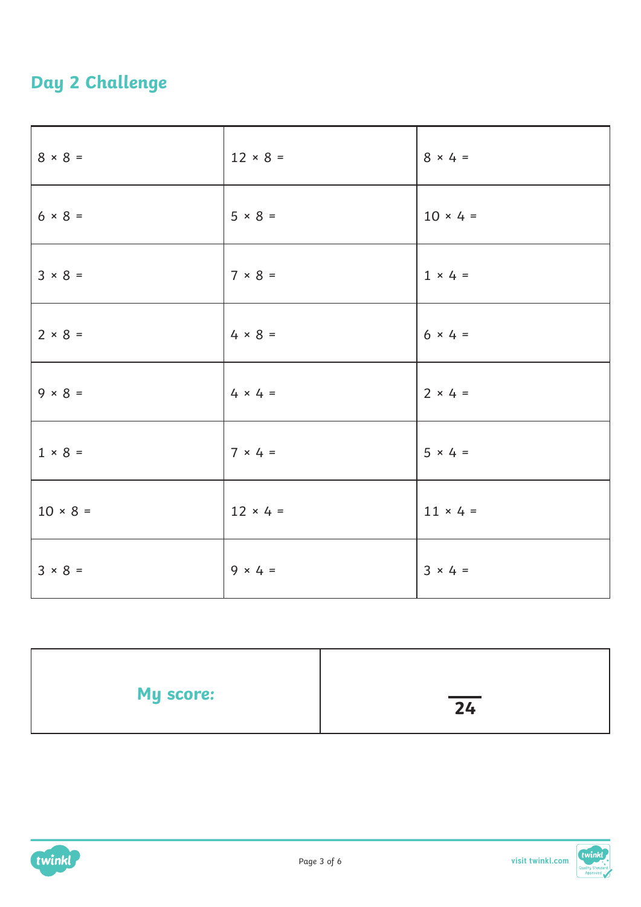## Day 2 Challenge

| | | |
|---|---|---|
| 8 × 8 = | 12 × 8 = | 8 × 4 = |
| 6 × 8 = | 5 × 8 = | 10 × 4 = |
| 3 × 8 = | 7 × 8 = | 1 × 4 = |
| 2 × 8 = | 4 × 8 = | 6 × 4 = |
| 9 × 8 = | 4 × 4 = | 2 × 4 = |
| 1 × 8 = | 7 × 4 = | 5 × 4 = |
| 10 × 8 = | 12 × 4 = | 11 × 4 = |
| 3 × 8 = | 9 × 4 = | 3 × 4 = |

| My score: | /24 |
|---|---|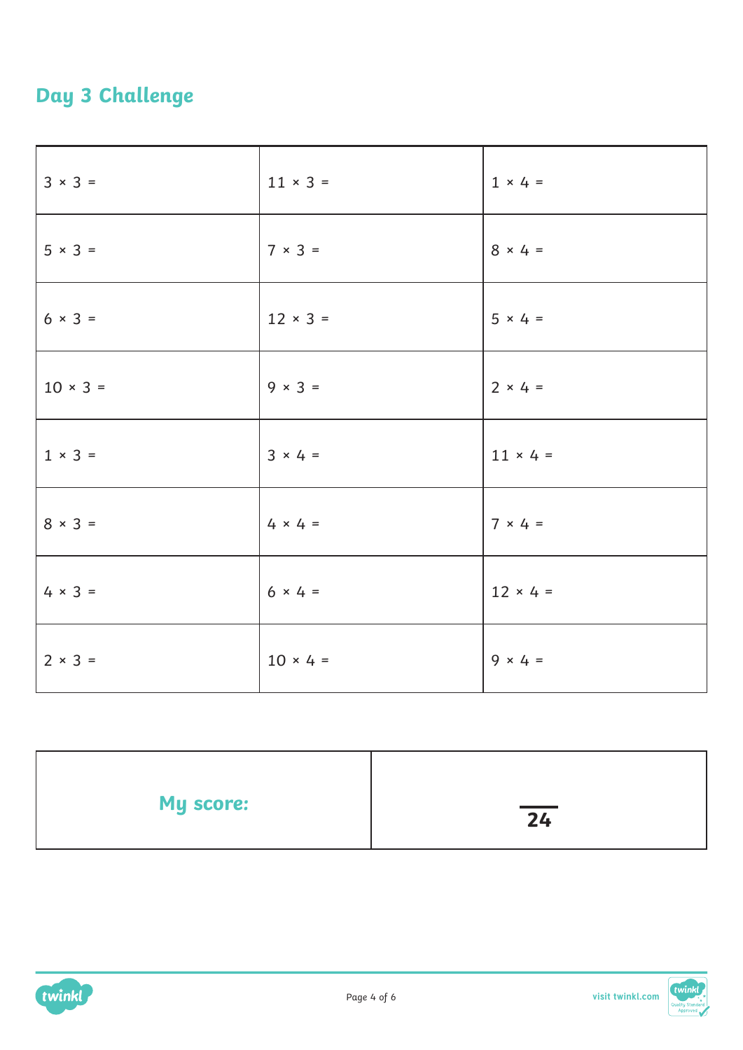## Day 3 Challenge

| | | |
|---|---|---|
| 3 × 3 = | 11 × 3 = | 1 × 4 = |
| 5 × 3 = | 7 × 3 = | 8 × 4 = |
| 6 × 3 = | 12 × 3 = | 5 × 4 = |
| 10 × 3 = | 9 × 3 = | 2 × 4 = |
| 1 × 3 = | 3 × 4 = | 11 × 4 = |
| 8 × 3 = | 4 × 4 = | 7 × 4 = |
| 4 × 3 = | 6 × 4 = | 12 × 4 = |
| 2 × 3 = | 10 × 4 = | 9 × 4 = |

| | |
|---|---|
| **My score:** | ___ / 24 |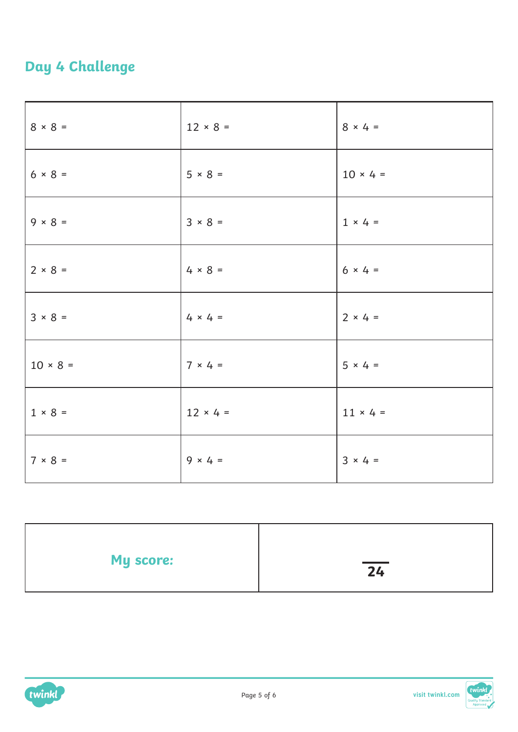## Day 4 Challenge

| | | |
|---|---|---|
| 8 × 8 = | 12 × 8 = | 8 × 4 = |
| 6 × 8 = | 5 × 8 = | 10 × 4 = |
| 9 × 8 = | 3 × 8 = | 1 × 4 = |
| 2 × 8 = | 4 × 8 = | 6 × 4 = |
| 3 × 8 = | 4 × 4 = | 2 × 4 = |
| 10 × 8 = | 7 × 4 = | 5 × 4 = |
| 1 × 8 = | 12 × 4 = | 11 × 4 = |
| 7 × 8 = | 9 × 4 = | 3 × 4 = |

| My score: | /24 |
|---|---|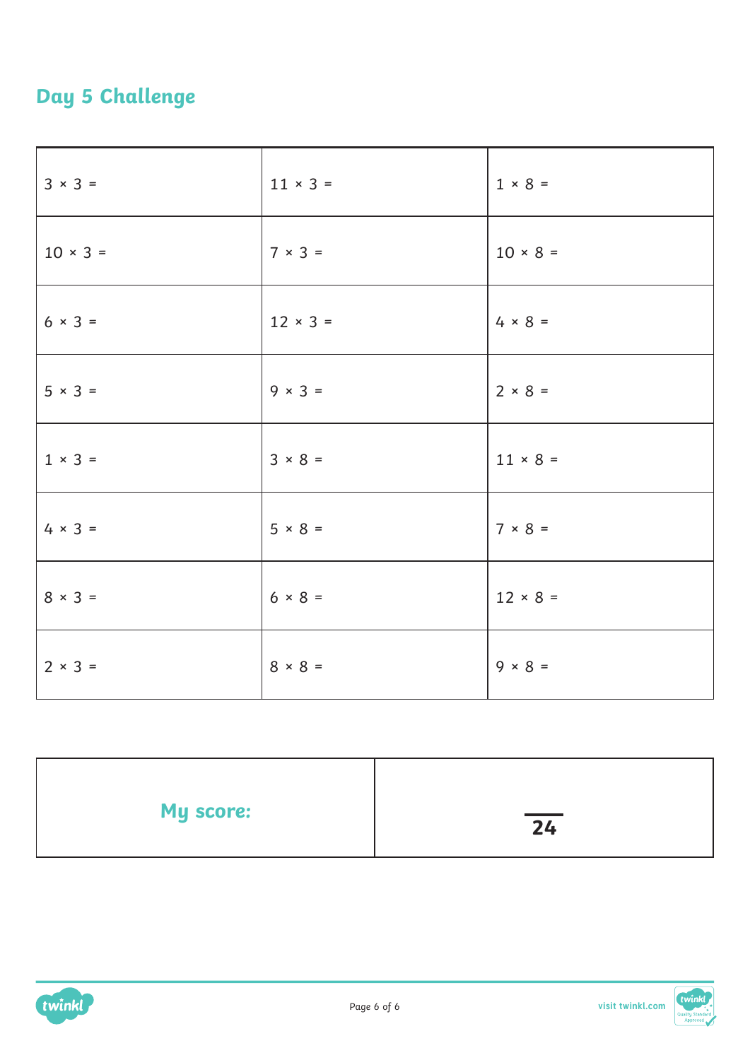## Day 5 Challenge

| | | |
|---|---|---|
| $3 \times 3 =$ | $11 \times 3 =$ | $1 \times 8 =$ |
| $10 \times 3 =$ | $7 \times 3 =$ | $10 \times 8 =$ |
| $6 \times 3 =$ | $12 \times 3 =$ | $4 \times 8 =$ |
| $5 \times 3 =$ | $9 \times 3 =$ | $2 \times 8 =$ |
| $1 \times 3 =$ | $3 \times 8 =$ | $11 \times 8 =$ |
| $4 \times 3 =$ | $5 \times 8 =$ | $7 \times 8 =$ |
| $8 \times 3 =$ | $6 \times 8 =$ | $12 \times 8 =$ |
| $2 \times 3 =$ | $8 \times 8 =$ | $9 \times 8 =$ |

| | |
|---|---|
| **My score:** | $\frac{\quad}{24}$ |